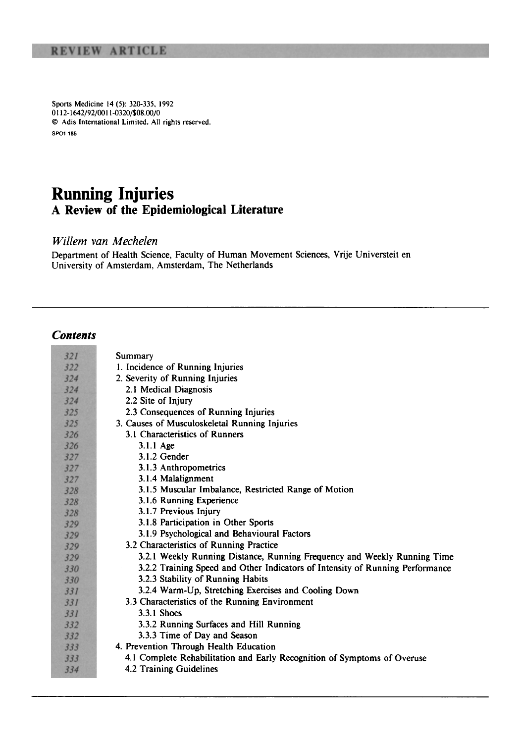REVIEW ARTICLE

Sports Medicine 14 (5): 320-335, 1992
0112-1642/92/0011-0320/$08.00/0
© Adis International Limited. All rights reserved.
SPO1 185

# Running Injuries

## A Review of the Epidemiological Literature

*Willem van Mechelen*

Department of Health Science, Faculty of Human Movement Sciences, Vrije Universteit en University of Amsterdam, Amsterdam, The Netherlands

---

### *Contents*

| | |
|---|---|
| 321 | Summary |
| 322 | 1. Incidence of Running Injuries |
| 324 | 2. Severity of Running Injuries |
| 324 | 2.1 Medical Diagnosis |
| 324 | 2.2 Site of Injury |
| 325 | 2.3 Consequences of Running Injuries |
| 325 | 3. Causes of Musculoskeletal Running Injuries |
| 326 | 3.1 Characteristics of Runners |
| 326 | 3.1.1 Age |
| 327 | 3.1.2 Gender |
| 327 | 3.1.3 Anthropometrics |
| 327 | 3.1.4 Malalignment |
| 328 | 3.1.5 Muscular Imbalance, Restricted Range of Motion |
| 328 | 3.1.6 Running Experience |
| 328 | 3.1.7 Previous Injury |
| 329 | 3.1.8 Participation in Other Sports |
| 329 | 3.1.9 Psychological and Behavioural Factors |
| 329 | 3.2 Characteristics of Running Practice |
| 329 | 3.2.1 Weekly Running Distance, Running Frequency and Weekly Running Time |
| 330 | 3.2.2 Training Speed and Other Indicators of Intensity of Running Performance |
| 330 | 3.2.3 Stability of Running Habits |
| 331 | 3.2.4 Warm-Up, Stretching Exercises and Cooling Down |
| 331 | 3.3 Characteristics of the Running Environment |
| 331 | 3.3.1 Shoes |
| 332 | 3.3.2 Running Surfaces and Hill Running |
| 332 | 3.3.3 Time of Day and Season |
| 333 | 4. Prevention Through Health Education |
| 333 | 4.1 Complete Rehabilitation and Early Recognition of Symptoms of Overuse |
| 334 | 4.2 Training Guidelines |

---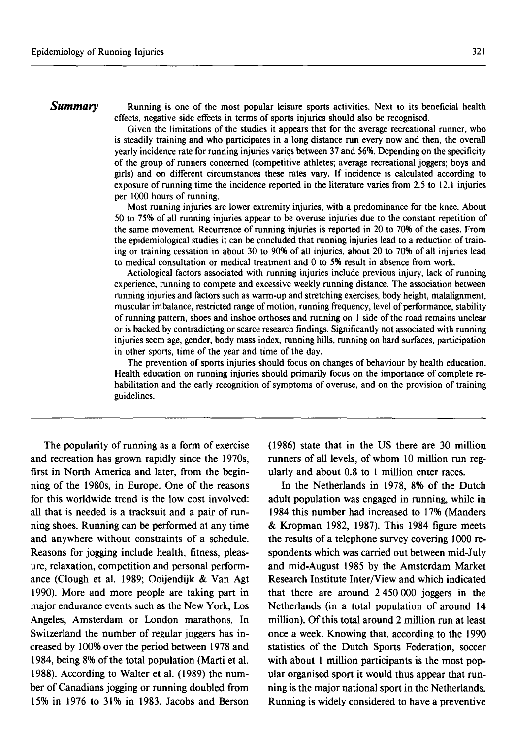## *Summary*

Running is one of the most popular leisure sports activities. Next to its beneficial health effects, negative side effects in terms of sports injuries should also be recognised.

Given the limitations of the studies it appears that for the average recreational runner, who is steadily training and who participates in a long distance run every now and then, the overall yearly incidence rate for running injuries varies between 37 and 56%. Depending on the specificity of the group of runners concerned (competitive athletes; average recreational joggers; boys and girls) and on different circumstances these rates vary. If incidence is calculated according to exposure of running time the incidence reported in the literature varies from 2.5 to 12.1 injuries per 1000 hours of running.

Most running injuries are lower extremity injuries, with a predominance for the knee. About 50 to 75% of all running injuries appear to be overuse injuries due to the constant repetition of the same movement. Recurrence of running injuries is reported in 20 to 70% of the cases. From the epidemiological studies it can be concluded that running injuries lead to a reduction of training or training cessation in about 30 to 90% of all injuries, about 20 to 70% of all injuries lead to medical consultation or medical treatment and 0 to 5% result in absence from work.

Aetiological factors associated with running injuries include previous injury, lack of running experience, running to compete and excessive weekly running distance. The association between running injuries and factors such as warm-up and stretching exercises, body height, malalignment, muscular imbalance, restricted range of motion, running frequency, level of performance, stability of running pattern, shoes and inshoe orthoses and running on 1 side of the road remains unclear or is backed by contradicting or scarce research findings. Significantly not associated with running injuries seem age, gender, body mass index, running hills, running on hard surfaces, participation in other sports, time of the year and time of the day.

The prevention of sports injuries should focus on changes of behaviour by health education. Health education on running injuries should primarily focus on the importance of complete rehabilitation and the early recognition of symptoms of overuse, and on the provision of training guidelines.

---

The popularity of running as a form of exercise and recreation has grown rapidly since the 1970s, first in North America and later, from the beginning of the 1980s, in Europe. One of the reasons for this worldwide trend is the low cost involved: all that is needed is a tracksuit and a pair of running shoes. Running can be performed at any time and anywhere without constraints of a schedule. Reasons for jogging include health, fitness, pleasure, relaxation, competition and personal performance (Clough et al. 1989; Ooijendijk & Van Agt 1990). More and more people are taking part in major endurance events such as the New York, Los Angeles, Amsterdam or London marathons. In Switzerland the number of regular joggers has increased by 100% over the period between 1978 and 1984, being 8% of the total population (Marti et al. 1988). According to Walter et al. (1989) the number of Canadians jogging or running doubled from 15% in 1976 to 31% in 1983. Jacobs and Berson (1986) state that in the US there are 30 million runners of all levels, of whom 10 million run regularly and about 0.8 to 1 million enter races.

In the Netherlands in 1978, 8% of the Dutch adult population was engaged in running, while in 1984 this number had increased to 17% (Manders & Kropman 1982, 1987). This 1984 figure meets the results of a telephone survey covering 1000 respondents which was carried out between mid-July and mid-August 1985 by the Amsterdam Market Research Institute Inter/View and which indicated that there are around 2 450 000 joggers in the Netherlands (in a total population of around 14 million). Of this total around 2 million run at least once a week. Knowing that, according to the 1990 statistics of the Dutch Sports Federation, soccer with about 1 million participants is the most popular organised sport it would thus appear that running is the major national sport in the Netherlands. Running is widely considered to have a preventive